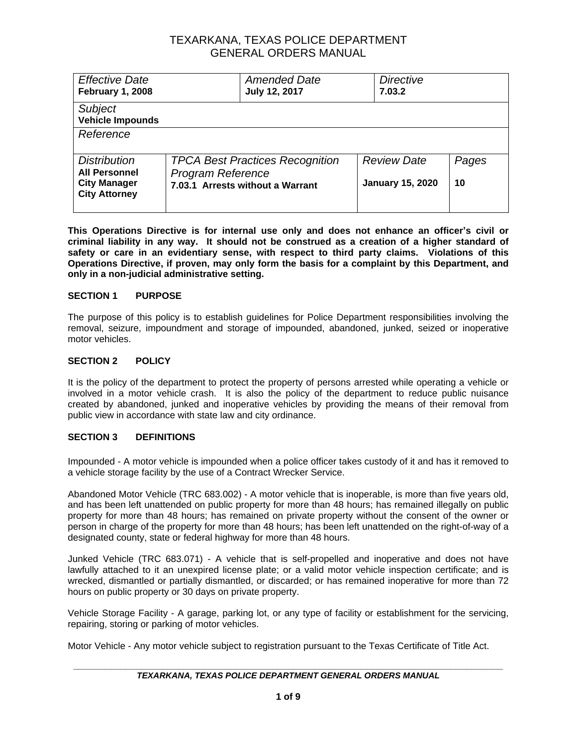# TEXARKANA, TEXAS POLICE DEPARTMENT
# GENERAL ORDERS MANUAL

| *Effective Date* **February 1, 2008** | | *Amended Date* **July 12, 2017** | *Directive* **7.03.2** | |
|---|---|---|---|---|
| *Subject* **Vehicle Impounds** | | | | |
| *Reference* | | | | |
| *Distribution* **All Personnel** **City Manager** **City Attorney** | *TPCA Best Practices Recognition Program Reference* **7.03.1 Arrests without a Warrant** | | *Review Date* **January 15, 2020** | *Pages* **10** |

**This Operations Directive is for internal use only and does not enhance an officer's civil or criminal liability in any way. It should not be construed as a creation of a higher standard of safety or care in an evidentiary sense, with respect to third party claims. Violations of this Operations Directive, if proven, may only form the basis for a complaint by this Department, and only in a non-judicial administrative setting.**

## SECTION 1 PURPOSE

The purpose of this policy is to establish guidelines for Police Department responsibilities involving the removal, seizure, impoundment and storage of impounded, abandoned, junked, seized or inoperative motor vehicles.

## SECTION 2 POLICY

It is the policy of the department to protect the property of persons arrested while operating a vehicle or involved in a motor vehicle crash. It is also the policy of the department to reduce public nuisance created by abandoned, junked and inoperative vehicles by providing the means of their removal from public view in accordance with state law and city ordinance.

## SECTION 3 DEFINITIONS

Impounded - A motor vehicle is impounded when a police officer takes custody of it and has it removed to a vehicle storage facility by the use of a Contract Wrecker Service.

Abandoned Motor Vehicle (TRC 683.002) - A motor vehicle that is inoperable, is more than five years old, and has been left unattended on public property for more than 48 hours; has remained illegally on public property for more than 48 hours; has remained on private property without the consent of the owner or person in charge of the property for more than 48 hours; has been left unattended on the right-of-way of a designated county, state or federal highway for more than 48 hours.

Junked Vehicle (TRC 683.071) - A vehicle that is self-propelled and inoperative and does not have lawfully attached to it an unexpired license plate; or a valid motor vehicle inspection certificate; and is wrecked, dismantled or partially dismantled, or discarded; or has remained inoperative for more than 72 hours on public property or 30 days on private property.

Vehicle Storage Facility - A garage, parking lot, or any type of facility or establishment for the servicing, repairing, storing or parking of motor vehicles.

Motor Vehicle - Any motor vehicle subject to registration pursuant to the Texas Certificate of Title Act.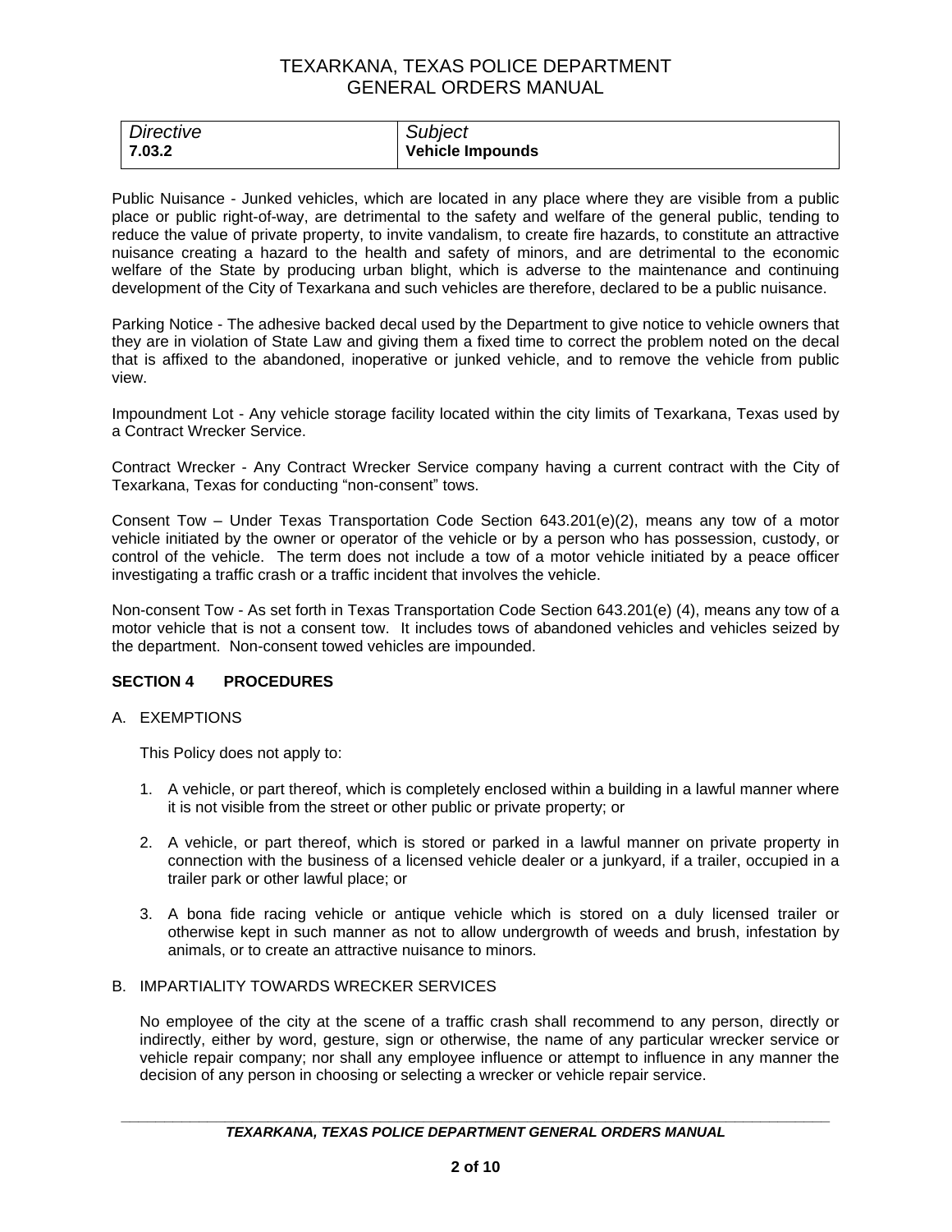| *Directive* | *Subject* |
| --- | --- |
| **7.03.2** | **Vehicle Impounds** |

Public Nuisance - Junked vehicles, which are located in any place where they are visible from a public place or public right-of-way, are detrimental to the safety and welfare of the general public, tending to reduce the value of private property, to invite vandalism, to create fire hazards, to constitute an attractive nuisance creating a hazard to the health and safety of minors, and are detrimental to the economic welfare of the State by producing urban blight, which is adverse to the maintenance and continuing development of the City of Texarkana and such vehicles are therefore, declared to be a public nuisance.

Parking Notice - The adhesive backed decal used by the Department to give notice to vehicle owners that they are in violation of State Law and giving them a fixed time to correct the problem noted on the decal that is affixed to the abandoned, inoperative or junked vehicle, and to remove the vehicle from public view.

Impoundment Lot - Any vehicle storage facility located within the city limits of Texarkana, Texas used by a Contract Wrecker Service.

Contract Wrecker - Any Contract Wrecker Service company having a current contract with the City of Texarkana, Texas for conducting “non-consent” tows.

Consent Tow – Under Texas Transportation Code Section 643.201(e)(2), means any tow of a motor vehicle initiated by the owner or operator of the vehicle or by a person who has possession, custody, or control of the vehicle. The term does not include a tow of a motor vehicle initiated by a peace officer investigating a traffic crash or a traffic incident that involves the vehicle.

Non-consent Tow - As set forth in Texas Transportation Code Section 643.201(e) (4), means any tow of a motor vehicle that is not a consent tow. It includes tows of abandoned vehicles and vehicles seized by the department. Non-consent towed vehicles are impounded.

## SECTION 4 PROCEDURES

A. EXEMPTIONS

This Policy does not apply to:

1. A vehicle, or part thereof, which is completely enclosed within a building in a lawful manner where it is not visible from the street or other public or private property; or

2. A vehicle, or part thereof, which is stored or parked in a lawful manner on private property in connection with the business of a licensed vehicle dealer or a junkyard, if a trailer, occupied in a trailer park or other lawful place; or

3. A bona fide racing vehicle or antique vehicle which is stored on a duly licensed trailer or otherwise kept in such manner as not to allow undergrowth of weeds and brush, infestation by animals, or to create an attractive nuisance to minors.

B. IMPARTIALITY TOWARDS WRECKER SERVICES

No employee of the city at the scene of a traffic crash shall recommend to any person, directly or indirectly, either by word, gesture, sign or otherwise, the name of any particular wrecker service or vehicle repair company; nor shall any employee influence or attempt to influence in any manner the decision of any person in choosing or selecting a wrecker or vehicle repair service.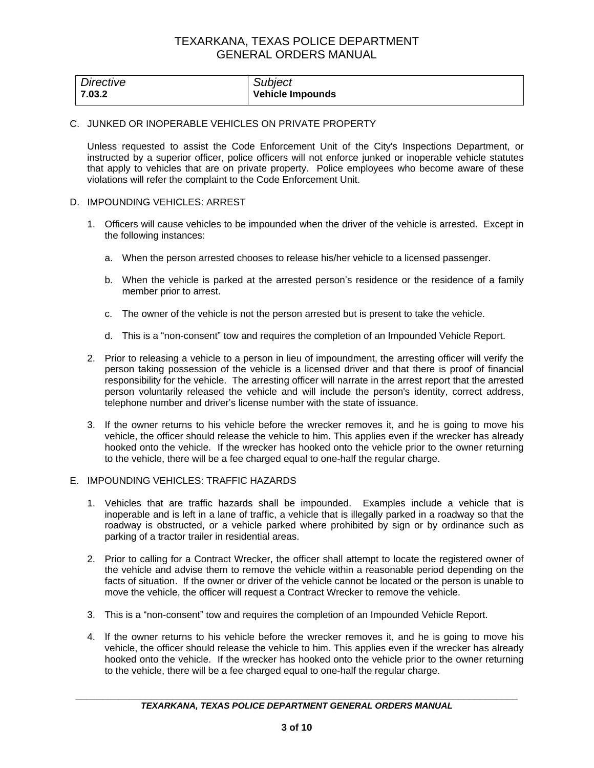| Directive | Subject |
| --- | --- |
| **7.03.2** | **Vehicle Impounds** |

C. JUNKED OR INOPERABLE VEHICLES ON PRIVATE PROPERTY

Unless requested to assist the Code Enforcement Unit of the City's Inspections Department, or instructed by a superior officer, police officers will not enforce junked or inoperable vehicle statutes that apply to vehicles that are on private property. Police employees who become aware of these violations will refer the complaint to the Code Enforcement Unit.

D. IMPOUNDING VEHICLES: ARREST

1. Officers will cause vehicles to be impounded when the driver of the vehicle is arrested. Except in the following instances:

   a. When the person arrested chooses to release his/her vehicle to a licensed passenger.

   b. When the vehicle is parked at the arrested person's residence or the residence of a family member prior to arrest.

   c. The owner of the vehicle is not the person arrested but is present to take the vehicle.

   d. This is a "non-consent" tow and requires the completion of an Impounded Vehicle Report.

2. Prior to releasing a vehicle to a person in lieu of impoundment, the arresting officer will verify the person taking possession of the vehicle is a licensed driver and that there is proof of financial responsibility for the vehicle. The arresting officer will narrate in the arrest report that the arrested person voluntarily released the vehicle and will include the person's identity, correct address, telephone number and driver's license number with the state of issuance.

3. If the owner returns to his vehicle before the wrecker removes it, and he is going to move his vehicle, the officer should release the vehicle to him. This applies even if the wrecker has already hooked onto the vehicle. If the wrecker has hooked onto the vehicle prior to the owner returning to the vehicle, there will be a fee charged equal to one-half the regular charge.

E. IMPOUNDING VEHICLES: TRAFFIC HAZARDS

1. Vehicles that are traffic hazards shall be impounded. Examples include a vehicle that is inoperable and is left in a lane of traffic, a vehicle that is illegally parked in a roadway so that the roadway is obstructed, or a vehicle parked where prohibited by sign or by ordinance such as parking of a tractor trailer in residential areas.

2. Prior to calling for a Contract Wrecker, the officer shall attempt to locate the registered owner of the vehicle and advise them to remove the vehicle within a reasonable period depending on the facts of situation. If the owner or driver of the vehicle cannot be located or the person is unable to move the vehicle, the officer will request a Contract Wrecker to remove the vehicle.

3. This is a "non-consent" tow and requires the completion of an Impounded Vehicle Report.

4. If the owner returns to his vehicle before the wrecker removes it, and he is going to move his vehicle, the officer should release the vehicle to him. This applies even if the wrecker has already hooked onto the vehicle. If the wrecker has hooked onto the vehicle prior to the owner returning to the vehicle, there will be a fee charged equal to one-half the regular charge.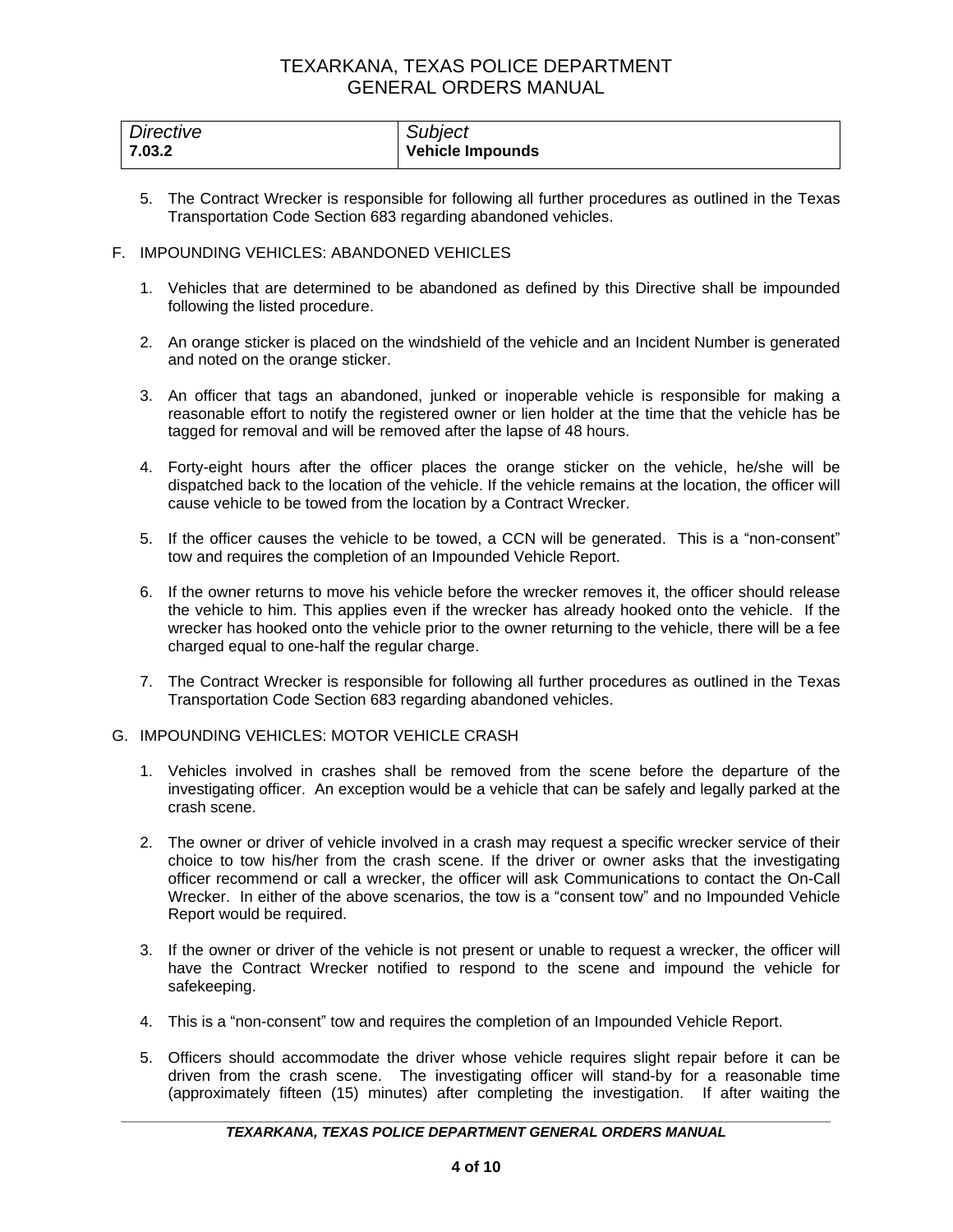| Directive | Subject |
| --- | --- |
| 7.03.2 | Vehicle Impounds |

5. The Contract Wrecker is responsible for following all further procedures as outlined in the Texas Transportation Code Section 683 regarding abandoned vehicles.

F. IMPOUNDING VEHICLES: ABANDONED VEHICLES

1. Vehicles that are determined to be abandoned as defined by this Directive shall be impounded following the listed procedure.

2. An orange sticker is placed on the windshield of the vehicle and an Incident Number is generated and noted on the orange sticker.

3. An officer that tags an abandoned, junked or inoperable vehicle is responsible for making a reasonable effort to notify the registered owner or lien holder at the time that the vehicle has be tagged for removal and will be removed after the lapse of 48 hours.

4. Forty-eight hours after the officer places the orange sticker on the vehicle, he/she will be dispatched back to the location of the vehicle. If the vehicle remains at the location, the officer will cause vehicle to be towed from the location by a Contract Wrecker.

5. If the officer causes the vehicle to be towed, a CCN will be generated. This is a "non-consent" tow and requires the completion of an Impounded Vehicle Report.

6. If the owner returns to move his vehicle before the wrecker removes it, the officer should release the vehicle to him. This applies even if the wrecker has already hooked onto the vehicle. If the wrecker has hooked onto the vehicle prior to the owner returning to the vehicle, there will be a fee charged equal to one-half the regular charge.

7. The Contract Wrecker is responsible for following all further procedures as outlined in the Texas Transportation Code Section 683 regarding abandoned vehicles.

G. IMPOUNDING VEHICLES: MOTOR VEHICLE CRASH

1. Vehicles involved in crashes shall be removed from the scene before the departure of the investigating officer. An exception would be a vehicle that can be safely and legally parked at the crash scene.

2. The owner or driver of vehicle involved in a crash may request a specific wrecker service of their choice to tow his/her from the crash scene. If the driver or owner asks that the investigating officer recommend or call a wrecker, the officer will ask Communications to contact the On-Call Wrecker. In either of the above scenarios, the tow is a "consent tow" and no Impounded Vehicle Report would be required.

3. If the owner or driver of the vehicle is not present or unable to request a wrecker, the officer will have the Contract Wrecker notified to respond to the scene and impound the vehicle for safekeeping.

4. This is a "non-consent" tow and requires the completion of an Impounded Vehicle Report.

5. Officers should accommodate the driver whose vehicle requires slight repair before it can be driven from the crash scene. The investigating officer will stand-by for a reasonable time (approximately fifteen (15) minutes) after completing the investigation. If after waiting the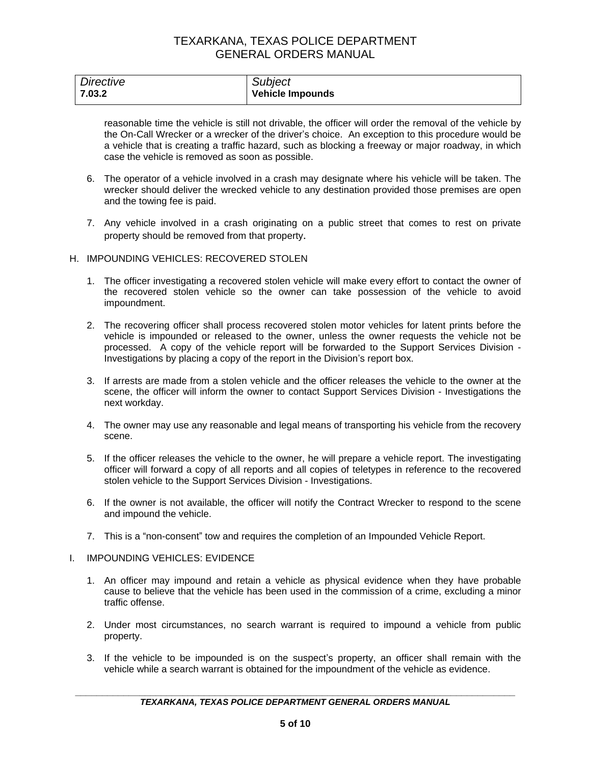reasonable time the vehicle is still not drivable, the officer will order the removal of the vehicle by the On-Call Wrecker or a wrecker of the driver's choice. An exception to this procedure would be a vehicle that is creating a traffic hazard, such as blocking a freeway or major roadway, in which case the vehicle is removed as soon as possible.

6. The operator of a vehicle involved in a crash may designate where his vehicle will be taken. The wrecker should deliver the wrecked vehicle to any destination provided those premises are open and the towing fee is paid.

7. Any vehicle involved in a crash originating on a public street that comes to rest on private property should be removed from that property.

H. IMPOUNDING VEHICLES: RECOVERED STOLEN

1. The officer investigating a recovered stolen vehicle will make every effort to contact the owner of the recovered stolen vehicle so the owner can take possession of the vehicle to avoid impoundment.

2. The recovering officer shall process recovered stolen motor vehicles for latent prints before the vehicle is impounded or released to the owner, unless the owner requests the vehicle not be processed. A copy of the vehicle report will be forwarded to the Support Services Division - Investigations by placing a copy of the report in the Division's report box.

3. If arrests are made from a stolen vehicle and the officer releases the vehicle to the owner at the scene, the officer will inform the owner to contact Support Services Division - Investigations the next workday.

4. The owner may use any reasonable and legal means of transporting his vehicle from the recovery scene.

5. If the officer releases the vehicle to the owner, he will prepare a vehicle report. The investigating officer will forward a copy of all reports and all copies of teletypes in reference to the recovered stolen vehicle to the Support Services Division - Investigations.

6. If the owner is not available, the officer will notify the Contract Wrecker to respond to the scene and impound the vehicle.

7. This is a "non-consent" tow and requires the completion of an Impounded Vehicle Report.

I. IMPOUNDING VEHICLES: EVIDENCE

1. An officer may impound and retain a vehicle as physical evidence when they have probable cause to believe that the vehicle has been used in the commission of a crime, excluding a minor traffic offense.

2. Under most circumstances, no search warrant is required to impound a vehicle from public property.

3. If the vehicle to be impounded is on the suspect's property, an officer shall remain with the vehicle while a search warrant is obtained for the impoundment of the vehicle as evidence.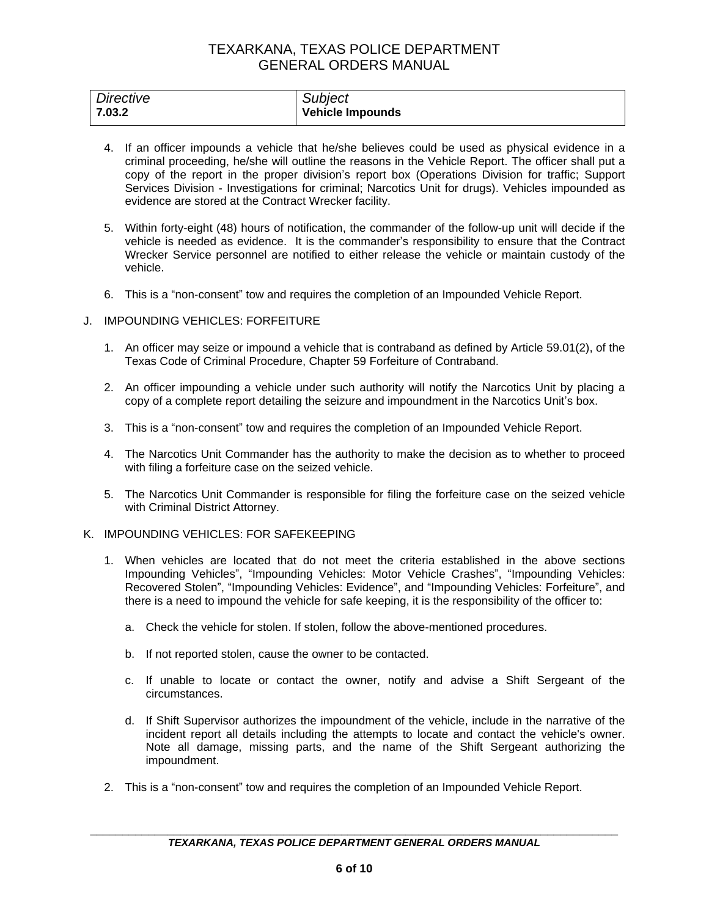| Directive | Subject |
| --- | --- |
| 7.03.2 | Vehicle Impounds |

4. If an officer impounds a vehicle that he/she believes could be used as physical evidence in a criminal proceeding, he/she will outline the reasons in the Vehicle Report. The officer shall put a copy of the report in the proper division's report box (Operations Division for traffic; Support Services Division - Investigations for criminal; Narcotics Unit for drugs). Vehicles impounded as evidence are stored at the Contract Wrecker facility.

5. Within forty-eight (48) hours of notification, the commander of the follow-up unit will decide if the vehicle is needed as evidence. It is the commander's responsibility to ensure that the Contract Wrecker Service personnel are notified to either release the vehicle or maintain custody of the vehicle.

6. This is a "non-consent" tow and requires the completion of an Impounded Vehicle Report.

J. IMPOUNDING VEHICLES: FORFEITURE

1. An officer may seize or impound a vehicle that is contraband as defined by Article 59.01(2), of the Texas Code of Criminal Procedure, Chapter 59 Forfeiture of Contraband.

2. An officer impounding a vehicle under such authority will notify the Narcotics Unit by placing a copy of a complete report detailing the seizure and impoundment in the Narcotics Unit's box.

3. This is a "non-consent" tow and requires the completion of an Impounded Vehicle Report.

4. The Narcotics Unit Commander has the authority to make the decision as to whether to proceed with filing a forfeiture case on the seized vehicle.

5. The Narcotics Unit Commander is responsible for filing the forfeiture case on the seized vehicle with Criminal District Attorney.

K. IMPOUNDING VEHICLES: FOR SAFEKEEPING

1. When vehicles are located that do not meet the criteria established in the above sections Impounding Vehicles", "Impounding Vehicles: Motor Vehicle Crashes", "Impounding Vehicles: Recovered Stolen", "Impounding Vehicles: Evidence", and "Impounding Vehicles: Forfeiture", and there is a need to impound the vehicle for safe keeping, it is the responsibility of the officer to:

   a. Check the vehicle for stolen. If stolen, follow the above-mentioned procedures.

   b. If not reported stolen, cause the owner to be contacted.

   c. If unable to locate or contact the owner, notify and advise a Shift Sergeant of the circumstances.

   d. If Shift Supervisor authorizes the impoundment of the vehicle, include in the narrative of the incident report all details including the attempts to locate and contact the vehicle's owner. Note all damage, missing parts, and the name of the Shift Sergeant authorizing the impoundment.

2. This is a "non-consent" tow and requires the completion of an Impounded Vehicle Report.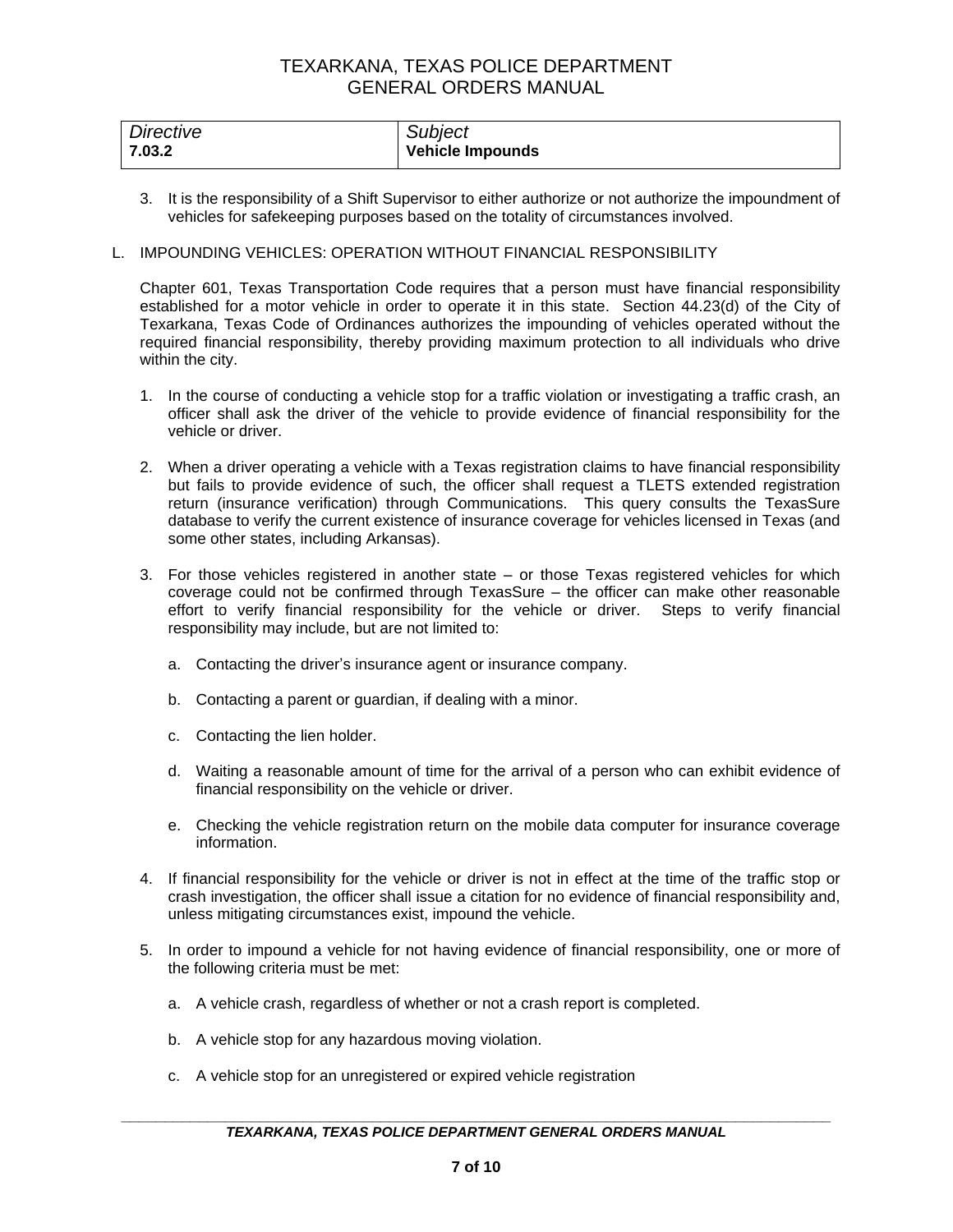| Directive | Subject |
|---|---|
| **7.03.2** | **Vehicle Impounds** |

3. It is the responsibility of a Shift Supervisor to either authorize or not authorize the impoundment of vehicles for safekeeping purposes based on the totality of circumstances involved.

L. IMPOUNDING VEHICLES: OPERATION WITHOUT FINANCIAL RESPONSIBILITY

Chapter 601, Texas Transportation Code requires that a person must have financial responsibility established for a motor vehicle in order to operate it in this state. Section 44.23(d) of the City of Texarkana, Texas Code of Ordinances authorizes the impounding of vehicles operated without the required financial responsibility, thereby providing maximum protection to all individuals who drive within the city.

1. In the course of conducting a vehicle stop for a traffic violation or investigating a traffic crash, an officer shall ask the driver of the vehicle to provide evidence of financial responsibility for the vehicle or driver.

2. When a driver operating a vehicle with a Texas registration claims to have financial responsibility but fails to provide evidence of such, the officer shall request a TLETS extended registration return (insurance verification) through Communications. This query consults the TexasSure database to verify the current existence of insurance coverage for vehicles licensed in Texas (and some other states, including Arkansas).

3. For those vehicles registered in another state – or those Texas registered vehicles for which coverage could not be confirmed through TexasSure – the officer can make other reasonable effort to verify financial responsibility for the vehicle or driver. Steps to verify financial responsibility may include, but are not limited to:

   a. Contacting the driver's insurance agent or insurance company.

   b. Contacting a parent or guardian, if dealing with a minor.

   c. Contacting the lien holder.

   d. Waiting a reasonable amount of time for the arrival of a person who can exhibit evidence of financial responsibility on the vehicle or driver.

   e. Checking the vehicle registration return on the mobile data computer for insurance coverage information.

4. If financial responsibility for the vehicle or driver is not in effect at the time of the traffic stop or crash investigation, the officer shall issue a citation for no evidence of financial responsibility and, unless mitigating circumstances exist, impound the vehicle.

5. In order to impound a vehicle for not having evidence of financial responsibility, one or more of the following criteria must be met:

   a. A vehicle crash, regardless of whether or not a crash report is completed.

   b. A vehicle stop for any hazardous moving violation.

   c. A vehicle stop for an unregistered or expired vehicle registration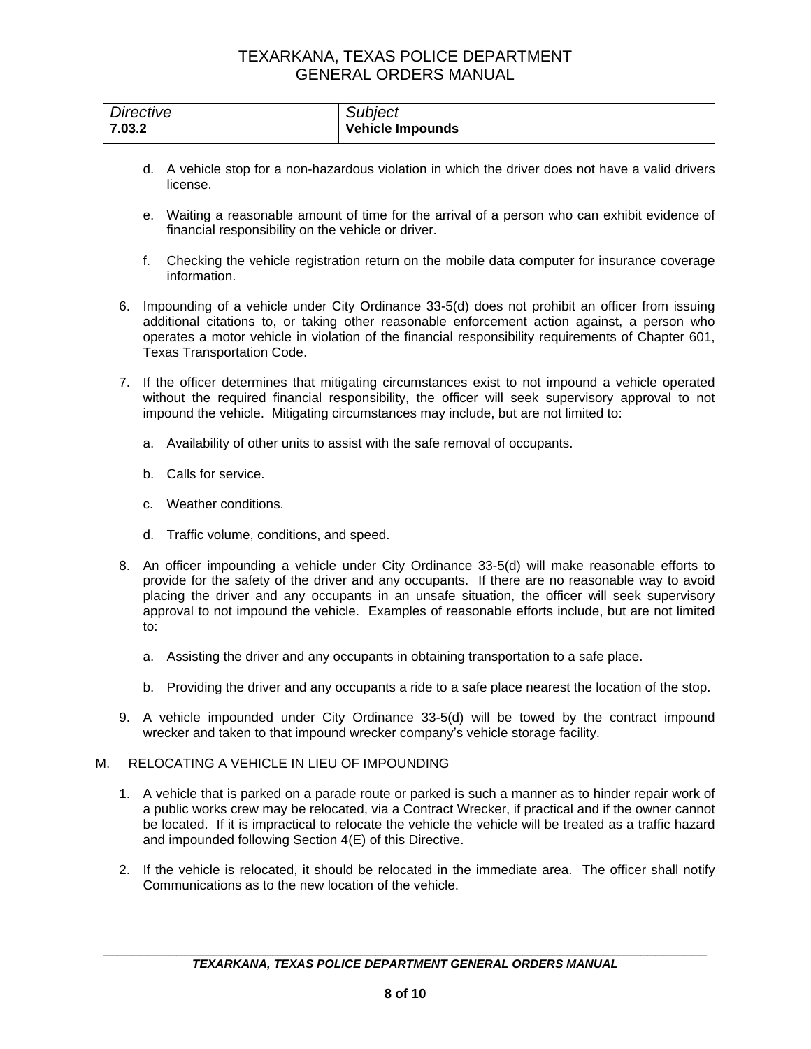| Directive | Subject |
| --- | --- |
| 7.03.2 | Vehicle Impounds |

d. A vehicle stop for a non-hazardous violation in which the driver does not have a valid drivers license.

e. Waiting a reasonable amount of time for the arrival of a person who can exhibit evidence of financial responsibility on the vehicle or driver.

f. Checking the vehicle registration return on the mobile data computer for insurance coverage information.

6. Impounding of a vehicle under City Ordinance 33-5(d) does not prohibit an officer from issuing additional citations to, or taking other reasonable enforcement action against, a person who operates a motor vehicle in violation of the financial responsibility requirements of Chapter 601, Texas Transportation Code.

7. If the officer determines that mitigating circumstances exist to not impound a vehicle operated without the required financial responsibility, the officer will seek supervisory approval to not impound the vehicle. Mitigating circumstances may include, but are not limited to:

   a. Availability of other units to assist with the safe removal of occupants.

   b. Calls for service.

   c. Weather conditions.

   d. Traffic volume, conditions, and speed.

8. An officer impounding a vehicle under City Ordinance 33-5(d) will make reasonable efforts to provide for the safety of the driver and any occupants. If there are no reasonable way to avoid placing the driver and any occupants in an unsafe situation, the officer will seek supervisory approval to not impound the vehicle. Examples of reasonable efforts include, but are not limited to:

   a. Assisting the driver and any occupants in obtaining transportation to a safe place.

   b. Providing the driver and any occupants a ride to a safe place nearest the location of the stop.

9. A vehicle impounded under City Ordinance 33-5(d) will be towed by the contract impound wrecker and taken to that impound wrecker company's vehicle storage facility.

M. RELOCATING A VEHICLE IN LIEU OF IMPOUNDING

1. A vehicle that is parked on a parade route or parked is such a manner as to hinder repair work of a public works crew may be relocated, via a Contract Wrecker, if practical and if the owner cannot be located. If it is impractical to relocate the vehicle the vehicle will be treated as a traffic hazard and impounded following Section 4(E) of this Directive.

2. If the vehicle is relocated, it should be relocated in the immediate area. The officer shall notify Communications as to the new location of the vehicle.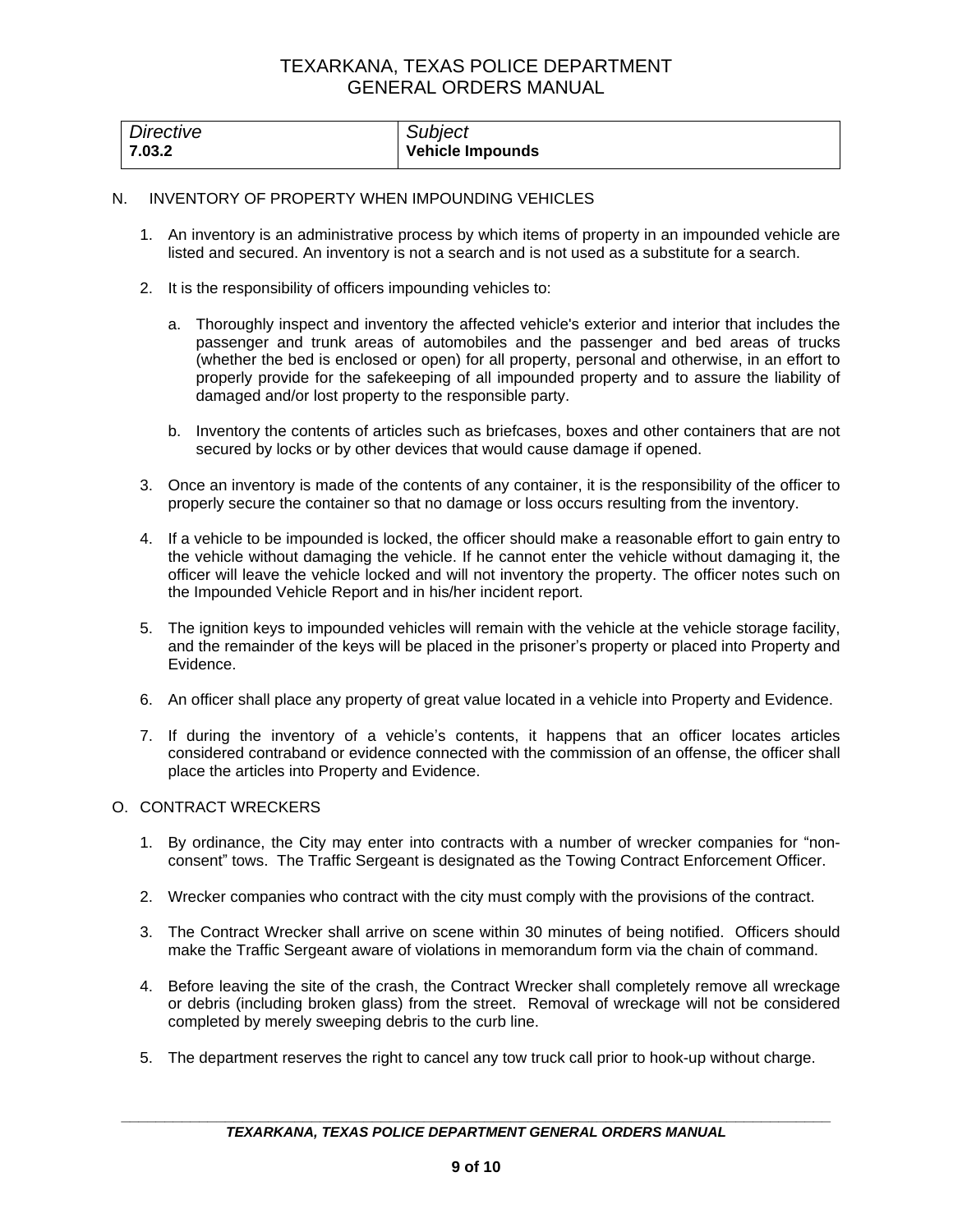| *Directive* | *Subject* |
|---|---|
| **7.03.2** | **Vehicle Impounds** |

N. INVENTORY OF PROPERTY WHEN IMPOUNDING VEHICLES

1. An inventory is an administrative process by which items of property in an impounded vehicle are listed and secured. An inventory is not a search and is not used as a substitute for a search.

2. It is the responsibility of officers impounding vehicles to:

   a. Thoroughly inspect and inventory the affected vehicle's exterior and interior that includes the passenger and trunk areas of automobiles and the passenger and bed areas of trucks (whether the bed is enclosed or open) for all property, personal and otherwise, in an effort to properly provide for the safekeeping of all impounded property and to assure the liability of damaged and/or lost property to the responsible party.

   b. Inventory the contents of articles such as briefcases, boxes and other containers that are not secured by locks or by other devices that would cause damage if opened.

3. Once an inventory is made of the contents of any container, it is the responsibility of the officer to properly secure the container so that no damage or loss occurs resulting from the inventory.

4. If a vehicle to be impounded is locked, the officer should make a reasonable effort to gain entry to the vehicle without damaging the vehicle. If he cannot enter the vehicle without damaging it, the officer will leave the vehicle locked and will not inventory the property. The officer notes such on the Impounded Vehicle Report and in his/her incident report.

5. The ignition keys to impounded vehicles will remain with the vehicle at the vehicle storage facility, and the remainder of the keys will be placed in the prisoner's property or placed into Property and Evidence.

6. An officer shall place any property of great value located in a vehicle into Property and Evidence.

7. If during the inventory of a vehicle's contents, it happens that an officer locates articles considered contraband or evidence connected with the commission of an offense, the officer shall place the articles into Property and Evidence.

O. CONTRACT WRECKERS

1. By ordinance, the City may enter into contracts with a number of wrecker companies for "non-consent" tows. The Traffic Sergeant is designated as the Towing Contract Enforcement Officer.

2. Wrecker companies who contract with the city must comply with the provisions of the contract.

3. The Contract Wrecker shall arrive on scene within 30 minutes of being notified. Officers should make the Traffic Sergeant aware of violations in memorandum form via the chain of command.

4. Before leaving the site of the crash, the Contract Wrecker shall completely remove all wreckage or debris (including broken glass) from the street. Removal of wreckage will not be considered completed by merely sweeping debris to the curb line.

5. The department reserves the right to cancel any tow truck call prior to hook-up without charge.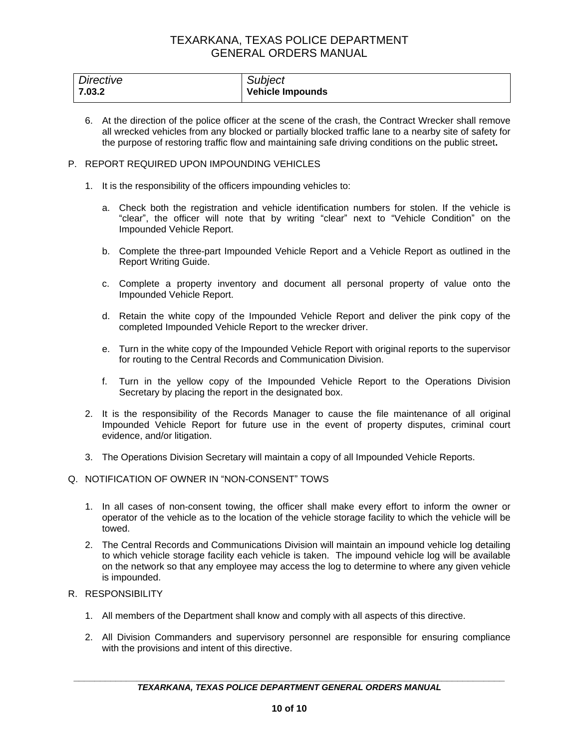| Directive | Subject |
| --- | --- |
| **7.03.2** | **Vehicle Impounds** |

6. At the direction of the police officer at the scene of the crash, the Contract Wrecker shall remove all wrecked vehicles from any blocked or partially blocked traffic lane to a nearby site of safety for the purpose of restoring traffic flow and maintaining safe driving conditions on the public street**.**

P. REPORT REQUIRED UPON IMPOUNDING VEHICLES

1. It is the responsibility of the officers impounding vehicles to:

   a. Check both the registration and vehicle identification numbers for stolen. If the vehicle is "clear", the officer will note that by writing "clear" next to "Vehicle Condition" on the Impounded Vehicle Report.

   b. Complete the three-part Impounded Vehicle Report and a Vehicle Report as outlined in the Report Writing Guide.

   c. Complete a property inventory and document all personal property of value onto the Impounded Vehicle Report.

   d. Retain the white copy of the Impounded Vehicle Report and deliver the pink copy of the completed Impounded Vehicle Report to the wrecker driver.

   e. Turn in the white copy of the Impounded Vehicle Report with original reports to the supervisor for routing to the Central Records and Communication Division.

   f. Turn in the yellow copy of the Impounded Vehicle Report to the Operations Division Secretary by placing the report in the designated box.

2. It is the responsibility of the Records Manager to cause the file maintenance of all original Impounded Vehicle Report for future use in the event of property disputes, criminal court evidence, and/or litigation.

3. The Operations Division Secretary will maintain a copy of all Impounded Vehicle Reports.

Q. NOTIFICATION OF OWNER IN "NON-CONSENT" TOWS

1. In all cases of non-consent towing, the officer shall make every effort to inform the owner or operator of the vehicle as to the location of the vehicle storage facility to which the vehicle will be towed.

2. The Central Records and Communications Division will maintain an impound vehicle log detailing to which vehicle storage facility each vehicle is taken. The impound vehicle log will be available on the network so that any employee may access the log to determine to where any given vehicle is impounded.

R. RESPONSIBILITY

1. All members of the Department shall know and comply with all aspects of this directive.

2. All Division Commanders and supervisory personnel are responsible for ensuring compliance with the provisions and intent of this directive.